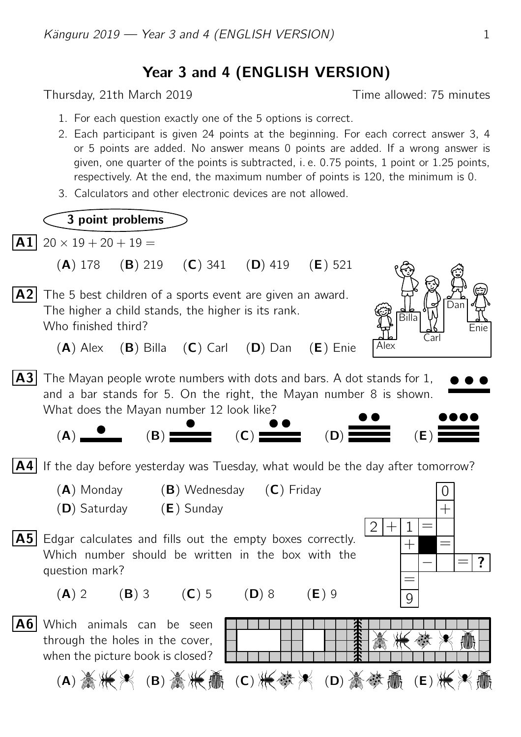# Year 3 and 4 (ENGLISH VERSION)

Thursday, 21th March 2019 Time allowed: 75 minutes

1. For each question exactly one of the 5 options is correct.
2. Each participant is given 24 points at the beginning. For each correct answer 3, 4 or 5 points are added. No answer means 0 points are added. If a wrong answer is given, one quarter of the points is subtracted, i. e. 0.75 points, 1 point or 1.25 points, respectively. At the end, the maximum number of points is 120, the minimum is 0.
3. Calculators and other electronic devices are not allowed.

## 3 point problems

**A1** $20 \times 19 + 20 + 19 =$

(**A**) 178 (**B**) 219 (**C**) 341 (**D**) 419 (**E**) 521

**A2** The 5 best children of a sports event are given an award. The higher a child stands, the higher is its rank. Who finished third?

(**A**) Alex (**B**) Billa (**C**) Carl (**D**) Dan (**E**) Enie

**A3** The Mayan people wrote numbers with dots and bars. A dot stands for 1, and a bar stands for 5. On the right, the Mayan number 8 is shown. What does the Mayan number 12 look like?

(**A**) (**B**) (**C**) (**D**) (**E**)

**A4** If the day before yesterday was Tuesday, what would be the day after tomorrow?

(**A**) Monday (**B**) Wednesday (**C**) Friday
(**D**) Saturday (**E**) Sunday

**A5** Edgar calculates and fills out the empty boxes correctly. Which number should be written in the box with the question mark?

(**A**) 2 (**B**) 3 (**C**) 5 (**D**) 8 (**E**) 9

**A6** Which animals can be seen through the holes in the cover, when the picture book is closed?

(**A**) (**B**) (**C**) (**D**) (**E**)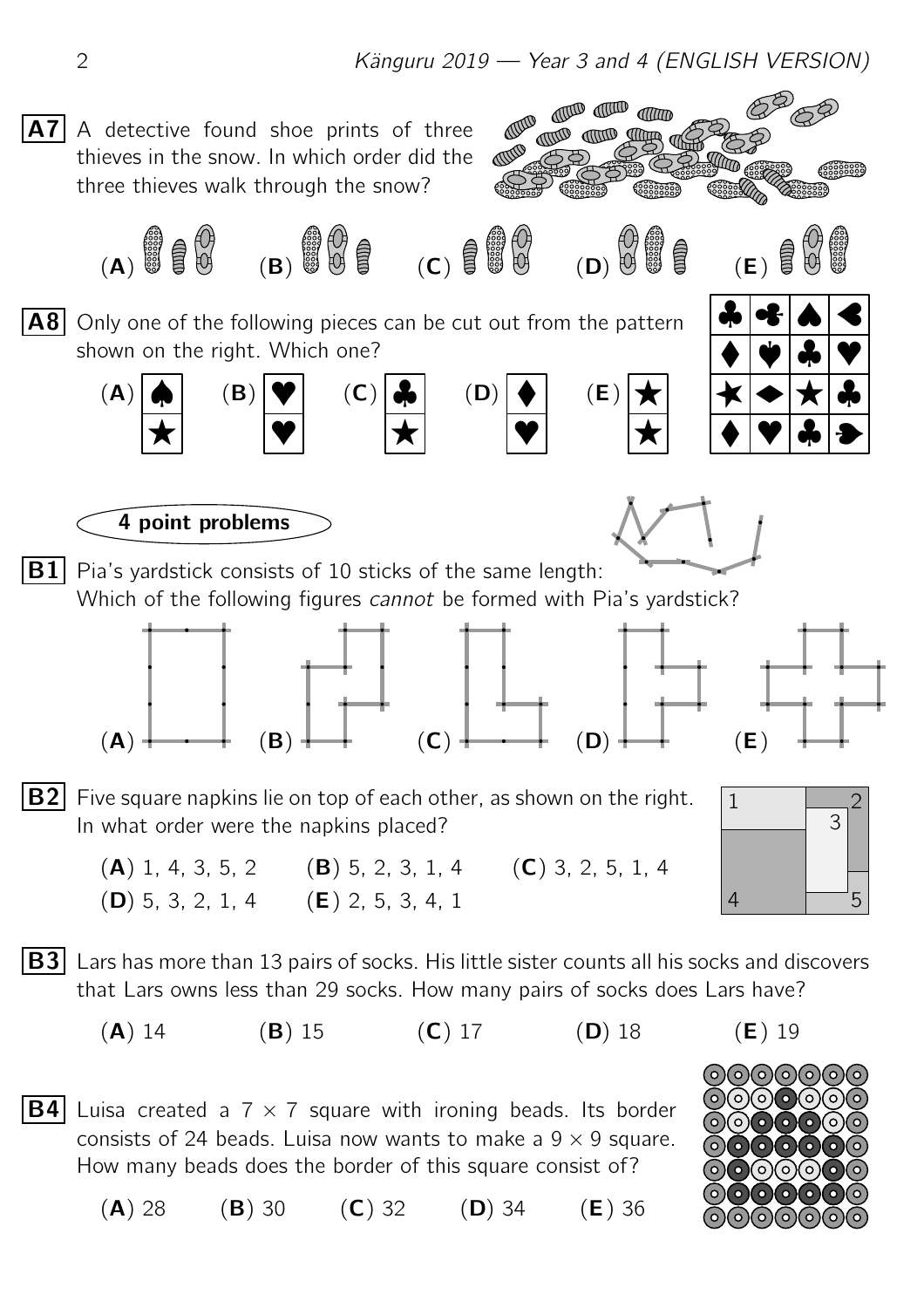**A7** A detective found shoe prints of three thieves in the snow. In which order did the three thieves walk through the snow?

(**A**) (**B**) (**C**) (**D**) (**E**)

**A8** Only one of the following pieces can be cut out from the pattern shown on the right. Which one?

(**A**) (**B**) (**C**) (**D**) (**E**)

## 4 point problems

**B1** Pia's yardstick consists of 10 sticks of the same length:
Which of the following figures *cannot* be formed with Pia's yardstick?

(**A**) (**B**) (**C**) (**D**) (**E**)

**B2** Five square napkins lie on top of each other, as shown on the right. In what order were the napkins placed?

(**A**) 1, 4, 3, 5, 2 (**B**) 5, 2, 3, 1, 4 (**C**) 3, 2, 5, 1, 4
(**D**) 5, 3, 2, 1, 4 (**E**) 2, 5, 3, 4, 1

**B3** Lars has more than 13 pairs of socks. His little sister counts all his socks and discovers that Lars owns less than 29 socks. How many pairs of socks does Lars have?

(**A**) 14 (**B**) 15 (**C**) 17 (**D**) 18 (**E**) 19

**B4** Luisa created a $7 \times 7$ square with ironing beads. Its border consists of 24 beads. Luisa now wants to make a $9 \times 9$ square. How many beads does the border of this square consist of?

(**A**) 28 (**B**) 30 (**C**) 32 (**D**) 34 (**E**) 36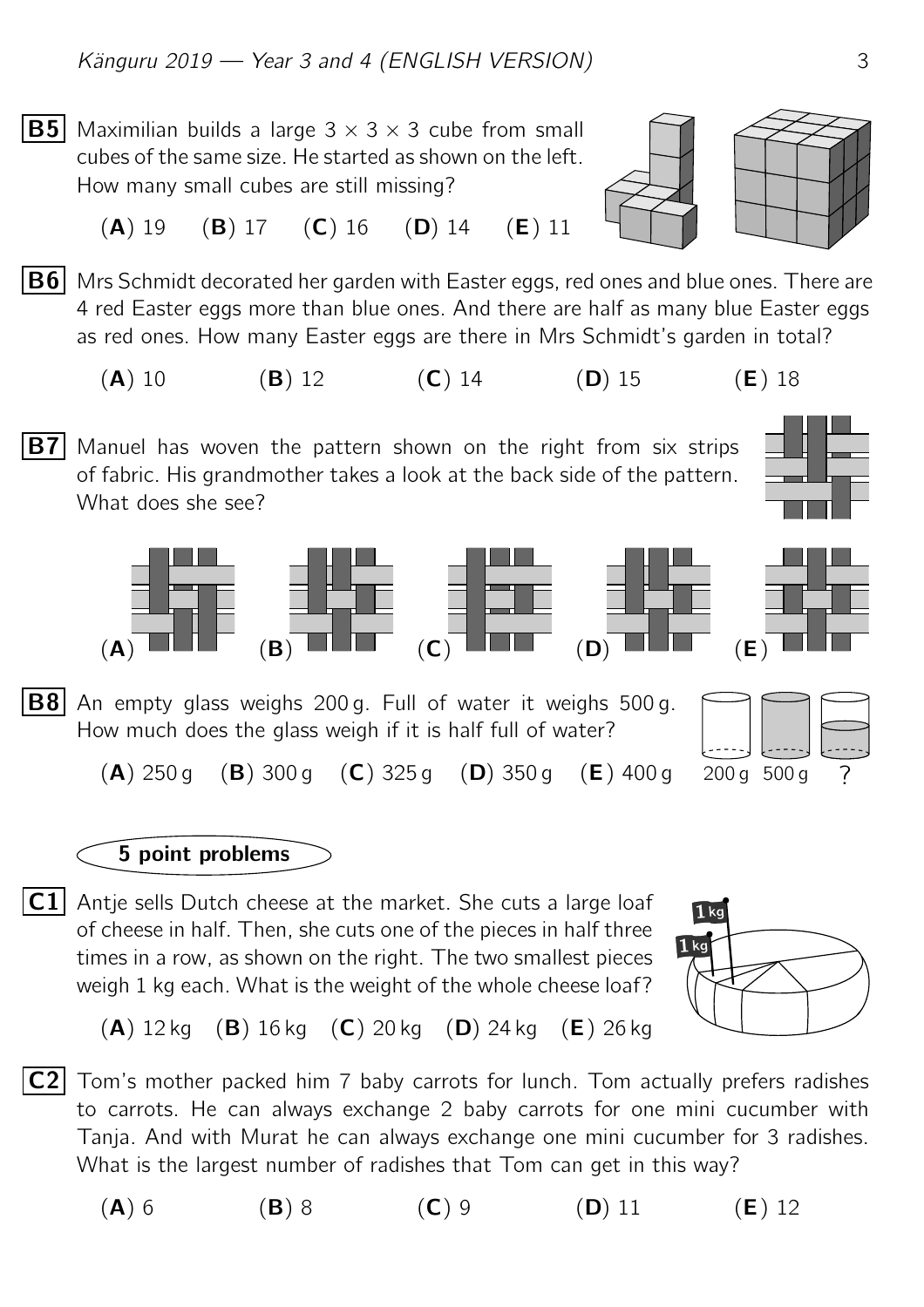**B5** Maximilian builds a large $3 \times 3 \times 3$ cube from small cubes of the same size. He started as shown on the left. How many small cubes are still missing?

(**A**) 19 (**B**) 17 (**C**) 16 (**D**) 14 (**E**) 11

**B6** Mrs Schmidt decorated her garden with Easter eggs, red ones and blue ones. There are 4 red Easter eggs more than blue ones. And there are half as many blue Easter eggs as red ones. How many Easter eggs are there in Mrs Schmidt's garden in total?

(**A**) 10 (**B**) 12 (**C**) 14 (**D**) 15 (**E**) 18

**B7** Manuel has woven the pattern shown on the right from six strips of fabric. His grandmother takes a look at the back side of the pattern. What does she see?

(**A**) (**B**) (**C**) (**D**) (**E**)

**B8** An empty glass weighs 200 g. Full of water it weighs 500 g. How much does the glass weigh if it is half full of water?

(**A**) 250 g (**B**) 300 g (**C**) 325 g (**D**) 350 g (**E**) 400 g

200 g 500 g ?

## 5 point problems

**C1** Antje sells Dutch cheese at the market. She cuts a large loaf of cheese in half. Then, she cuts one of the pieces in half three times in a row, as shown on the right. The two smallest pieces weigh 1 kg each. What is the weight of the whole cheese loaf?

(**A**) 12 kg (**B**) 16 kg (**C**) 20 kg (**D**) 24 kg (**E**) 26 kg

**C2** Tom's mother packed him 7 baby carrots for lunch. Tom actually prefers radishes to carrots. He can always exchange 2 baby carrots for one mini cucumber with Tanja. And with Murat he can always exchange one mini cucumber for 3 radishes. What is the largest number of radishes that Tom can get in this way?

(**A**) 6 (**B**) 8 (**C**) 9 (**D**) 11 (**E**) 12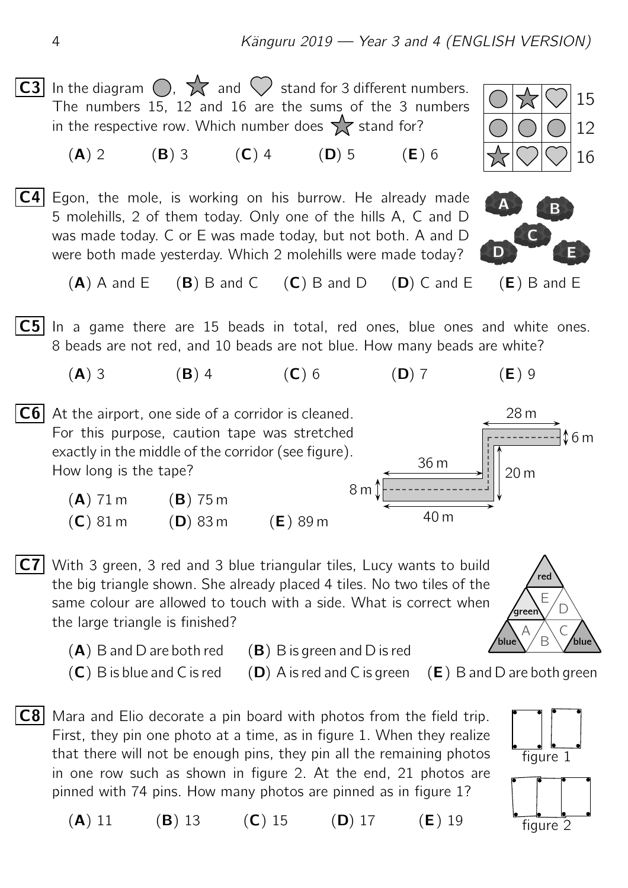**C3** In the diagram ○, ☆ and ♡ stand for 3 different numbers. The numbers 15, 12 and 16 are the sums of the 3 numbers in the respective row. Which number does ☆ stand for?

(**A**) 2 (**B**) 3 (**C**) 4 (**D**) 5 (**E**) 6

| | | | |
|---|---|---|---|
| ○ | ☆ | ♡ | 15 |
| ○ | ○ | ○ | 12 |
| ☆ | ♡ | ♡ | 16 |

**C4** Egon, the mole, is working on his burrow. He already made 5 molehills, 2 of them today. Only one of the hills A, C and D was made today. C or E was made today, but not both. A and D were both made yesterday. Which 2 molehills were made today?

A
B
C
D
E

(**A**) A and E (**B**) B and C (**C**) B and D (**D**) C and E (**E**) B and E

**C5** In a game there are 15 beads in total, red ones, blue ones and white ones. 8 beads are not red, and 10 beads are not blue. How many beads are white?

(**A**) 3 (**B**) 4 (**C**) 6 (**D**) 7 (**E**) 9

**C6** At the airport, one side of a corridor is cleaned. For this purpose, caution tape was stretched exactly in the middle of the corridor (see figure). How long is the tape?

28 m
6 m
36 m
20 m
8 m
40 m

(**A**) 71 m (**B**) 75 m
(**C**) 81 m (**D**) 83 m (**E**) 89 m

**C7** With 3 green, 3 red and 3 blue triangular tiles, Lucy wants to build the big triangle shown. She already placed 4 tiles. No two tiles of the same colour are allowed to touch with a side. What is correct when the large triangle is finished?

red
E
green
D
A
C
blue
B
blue

(**A**) B and D are both red (**B**) B is green and D is red
(**C**) B is blue and C is red (**D**) A is red and C is green (**E**) B and D are both green

**C8** Mara and Elio decorate a pin board with photos from the field trip. First, they pin one photo at a time, as in figure 1. When they realize that there will not be enough pins, they pin all the remaining photos in one row such as shown in figure 2. At the end, 21 photos are pinned with 74 pins. How many photos are pinned as in figure 1?

figure 1

figure 2

(**A**) 11 (**B**) 13 (**C**) 15 (**D**) 17 (**E**) 19